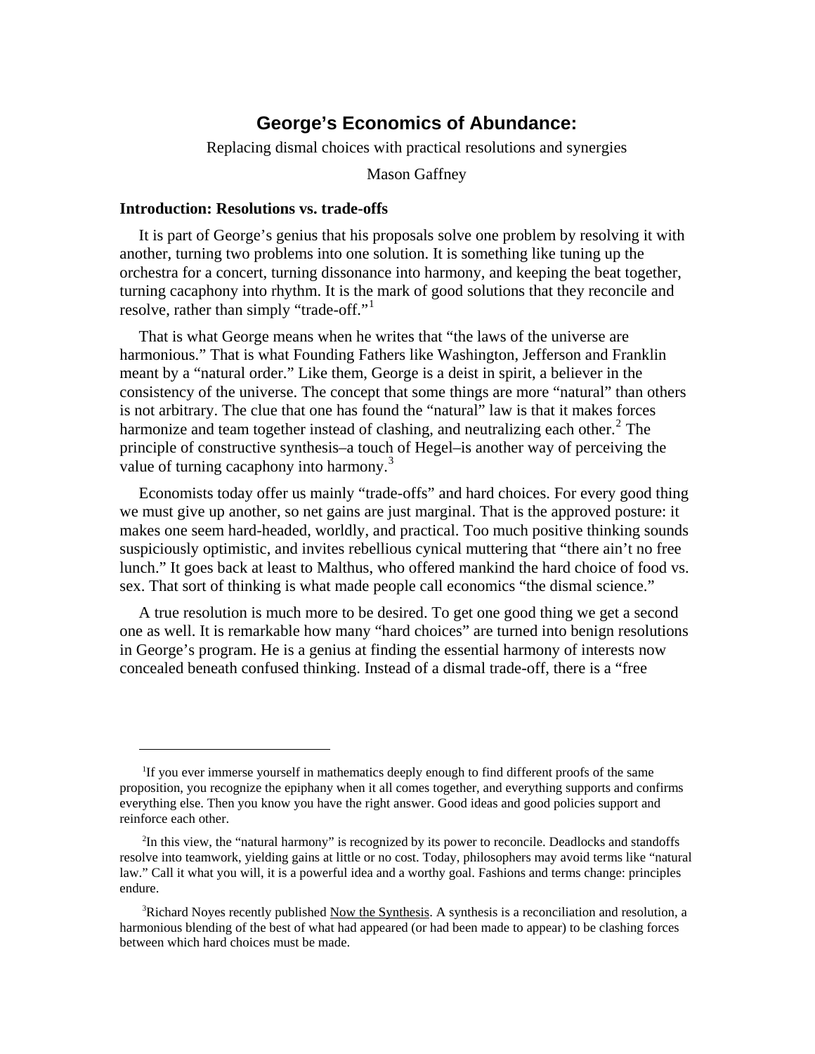# George's Economics of Abundance:

Replacing dismal choices with practical resolutions and synergies

Mason Gaffney

### Introduction: Resolutions vs. trade-offs

It is part of George's genius that his proposals solve one problem by resolving it with another, turning two problems into one solution. It is something like tuning up the orchestra for a concert, turning dissonance into harmony, and keeping the beat together, turning cacaphony into rhythm. It is the mark of good solutions that they reconcile and resolve, rather than simply "trade-off."[1]

That is what George means when he writes that "the laws of the universe are harmonious." That is what Founding Fathers like Washington, Jefferson and Franklin meant by a "natural order." Like them, George is a deist in spirit, a believer in the consistency of the universe. The concept that some things are more "natural" than others is not arbitrary. The clue that one has found the "natural" law is that it makes forces harmonize and team together instead of clashing, and neutralizing each other.[2] The principle of constructive synthesis–a touch of Hegel–is another way of perceiving the value of turning cacaphony into harmony.[3]

Economists today offer us mainly "trade-offs" and hard choices. For every good thing we must give up another, so net gains are just marginal. That is the approved posture: it makes one seem hard-headed, worldly, and practical. Too much positive thinking sounds suspiciously optimistic, and invites rebellious cynical muttering that "there ain't no free lunch." It goes back at least to Malthus, who offered mankind the hard choice of food vs. sex. That sort of thinking is what made people call economics "the dismal science."

A true resolution is much more to be desired. To get one good thing we get a second one as well. It is remarkable how many "hard choices" are turned into benign resolutions in George's program. He is a genius at finding the essential harmony of interests now concealed beneath confused thinking. Instead of a dismal trade-off, there is a "free

---

[1] If you ever immerse yourself in mathematics deeply enough to find different proofs of the same proposition, you recognize the epiphany when it all comes together, and everything supports and confirms everything else. Then you know you have the right answer. Good ideas and good policies support and reinforce each other.

[2] In this view, the "natural harmony" is recognized by its power to reconcile. Deadlocks and standoffs resolve into teamwork, yielding gains at little or no cost. Today, philosophers may avoid terms like "natural law." Call it what you will, it is a powerful idea and a worthy goal. Fashions and terms change: principles endure.

[3] Richard Noyes recently published Now the Synthesis. A synthesis is a reconciliation and resolution, a harmonious blending of the best of what had appeared (or had been made to appear) to be clashing forces between which hard choices must be made.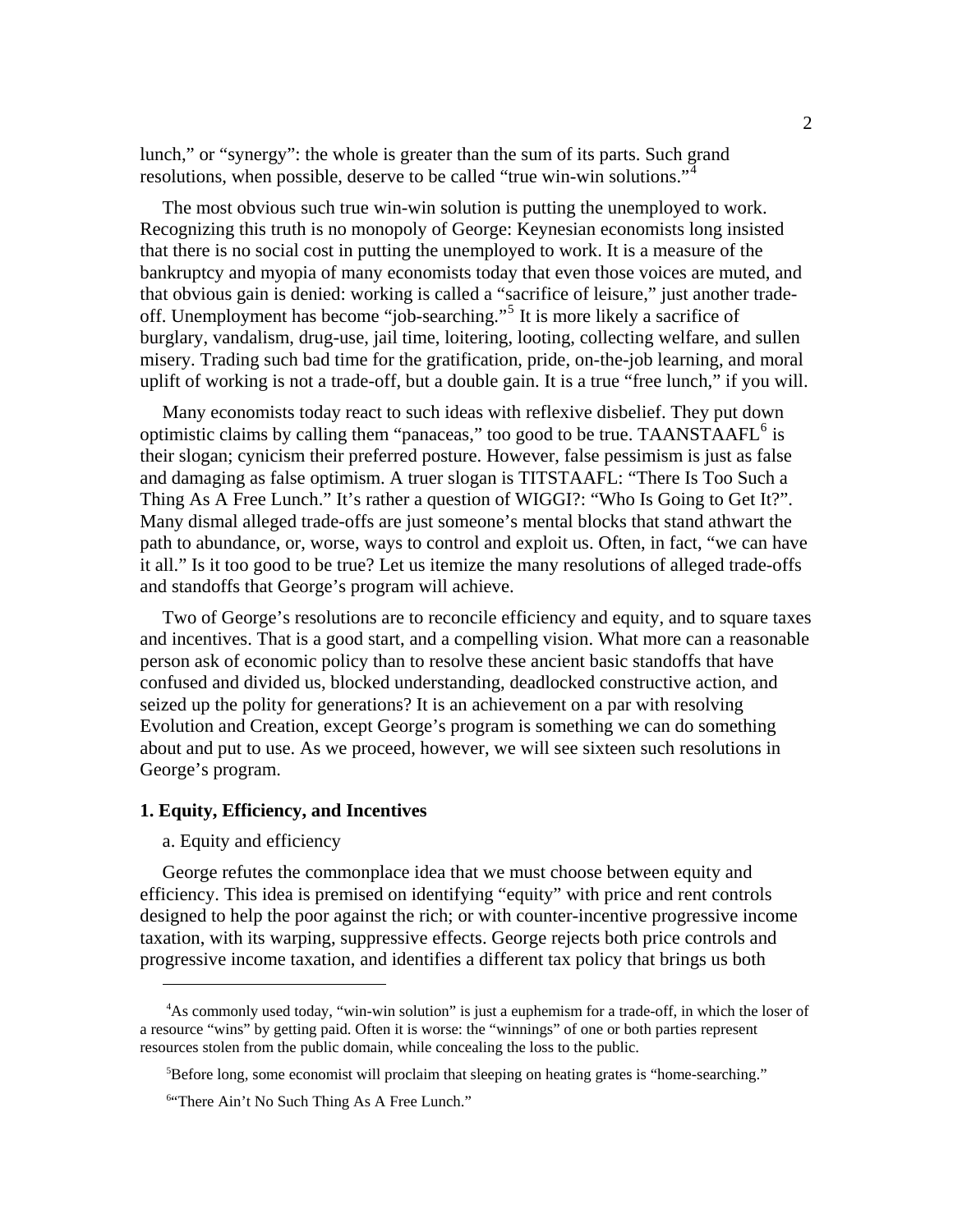lunch," or "synergy": the whole is greater than the sum of its parts. Such grand resolutions, when possible, deserve to be called "true win-win solutions."[4]

The most obvious such true win-win solution is putting the unemployed to work. Recognizing this truth is no monopoly of George: Keynesian economists long insisted that there is no social cost in putting the unemployed to work. It is a measure of the bankruptcy and myopia of many economists today that even those voices are muted, and that obvious gain is denied: working is called a "sacrifice of leisure," just another trade-off. Unemployment has become "job-searching."[5] It is more likely a sacrifice of burglary, vandalism, drug-use, jail time, loitering, looting, collecting welfare, and sullen misery. Trading such bad time for the gratification, pride, on-the-job learning, and moral uplift of working is not a trade-off, but a double gain. It is a true "free lunch," if you will.

Many economists today react to such ideas with reflexive disbelief. They put down optimistic claims by calling them "panaceas," too good to be true. TAANSTAAFL[6] is their slogan; cynicism their preferred posture. However, false pessimism is just as false and damaging as false optimism. A truer slogan is TITSTAAFL: "There Is Too Such a Thing As A Free Lunch." It's rather a question of WIGGI?: "Who Is Going to Get It?". Many dismal alleged trade-offs are just someone's mental blocks that stand athwart the path to abundance, or, worse, ways to control and exploit us. Often, in fact, "we can have it all." Is it too good to be true? Let us itemize the many resolutions of alleged trade-offs and standoffs that George's program will achieve.

Two of George's resolutions are to reconcile efficiency and equity, and to square taxes and incentives. That is a good start, and a compelling vision. What more can a reasonable person ask of economic policy than to resolve these ancient basic standoffs that have confused and divided us, blocked understanding, deadlocked constructive action, and seized up the polity for generations? It is an achievement on a par with resolving Evolution and Creation, except George's program is something we can do something about and put to use. As we proceed, however, we will see sixteen such resolutions in George's program.

### 1. Equity, Efficiency, and Incentives

a. Equity and efficiency

George refutes the commonplace idea that we must choose between equity and efficiency. This idea is premised on identifying "equity" with price and rent controls designed to help the poor against the rich; or with counter-incentive progressive income taxation, with its warping, suppressive effects. George rejects both price controls and progressive income taxation, and identifies a different tax policy that brings us both

---

[4] As commonly used today, "win-win solution" is just a euphemism for a trade-off, in which the loser of a resource "wins" by getting paid. Often it is worse: the "winnings" of one or both parties represent resources stolen from the public domain, while concealing the loss to the public.

[5] Before long, some economist will proclaim that sleeping on heating grates is "home-searching."

[6] "There Ain't No Such Thing As A Free Lunch."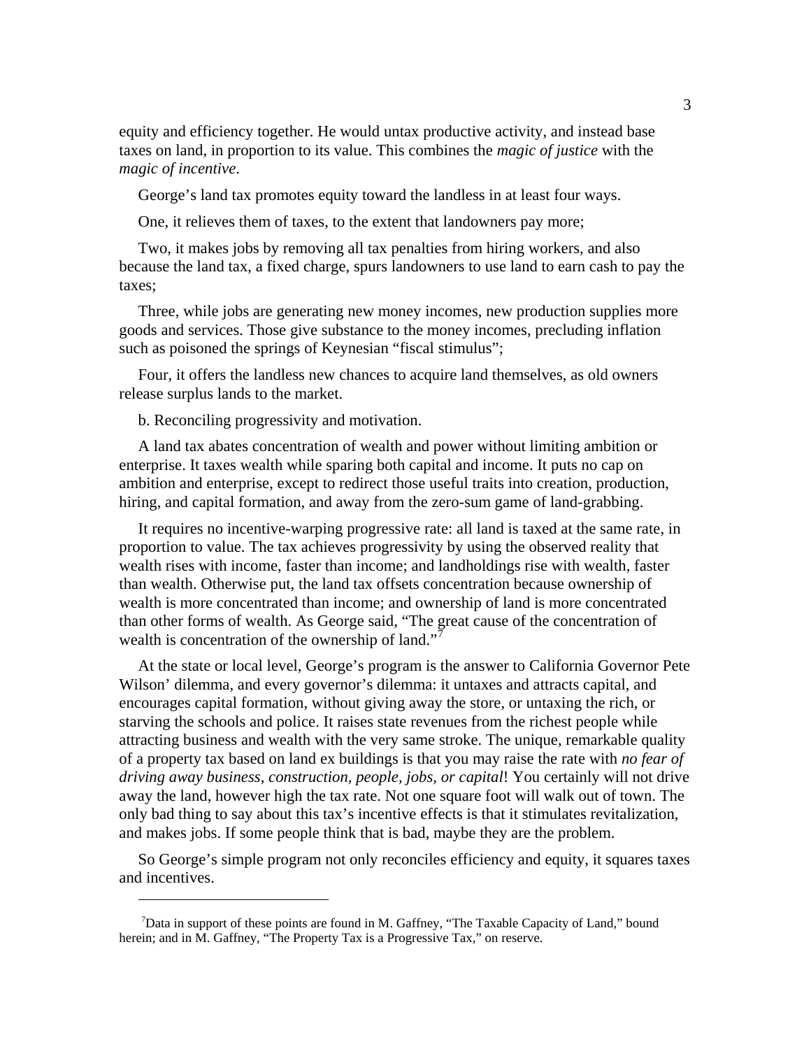equity and efficiency together. He would untax productive activity, and instead base taxes on land, in proportion to its value. This combines the *magic of justice* with the *magic of incentive*.

George's land tax promotes equity toward the landless in at least four ways.

One, it relieves them of taxes, to the extent that landowners pay more;

Two, it makes jobs by removing all tax penalties from hiring workers, and also because the land tax, a fixed charge, spurs landowners to use land to earn cash to pay the taxes;

Three, while jobs are generating new money incomes, new production supplies more goods and services. Those give substance to the money incomes, precluding inflation such as poisoned the springs of Keynesian "fiscal stimulus";

Four, it offers the landless new chances to acquire land themselves, as old owners release surplus lands to the market.

b. Reconciling progressivity and motivation.

A land tax abates concentration of wealth and power without limiting ambition or enterprise. It taxes wealth while sparing both capital and income. It puts no cap on ambition and enterprise, except to redirect those useful traits into creation, production, hiring, and capital formation, and away from the zero-sum game of land-grabbing.

It requires no incentive-warping progressive rate: all land is taxed at the same rate, in proportion to value. The tax achieves progressivity by using the observed reality that wealth rises with income, faster than income; and landholdings rise with wealth, faster than wealth. Otherwise put, the land tax offsets concentration because ownership of wealth is more concentrated than income; and ownership of land is more concentrated than other forms of wealth. As George said, "The great cause of the concentration of wealth is concentration of the ownership of land."[7]

At the state or local level, George's program is the answer to California Governor Pete Wilson' dilemma, and every governor's dilemma: it untaxes and attracts capital, and encourages capital formation, without giving away the store, or untaxing the rich, or starving the schools and police. It raises state revenues from the richest people while attracting business and wealth with the very same stroke. The unique, remarkable quality of a property tax based on land ex buildings is that you may raise the rate with *no fear of driving away business, construction, people, jobs, or capital*! You certainly will not drive away the land, however high the tax rate. Not one square foot will walk out of town. The only bad thing to say about this tax's incentive effects is that it stimulates revitalization, and makes jobs. If some people think that is bad, maybe they are the problem.

So George's simple program not only reconciles efficiency and equity, it squares taxes and incentives.

---

[7]Data in support of these points are found in M. Gaffney, "The Taxable Capacity of Land," bound herein; and in M. Gaffney, "The Property Tax is a Progressive Tax," on reserve.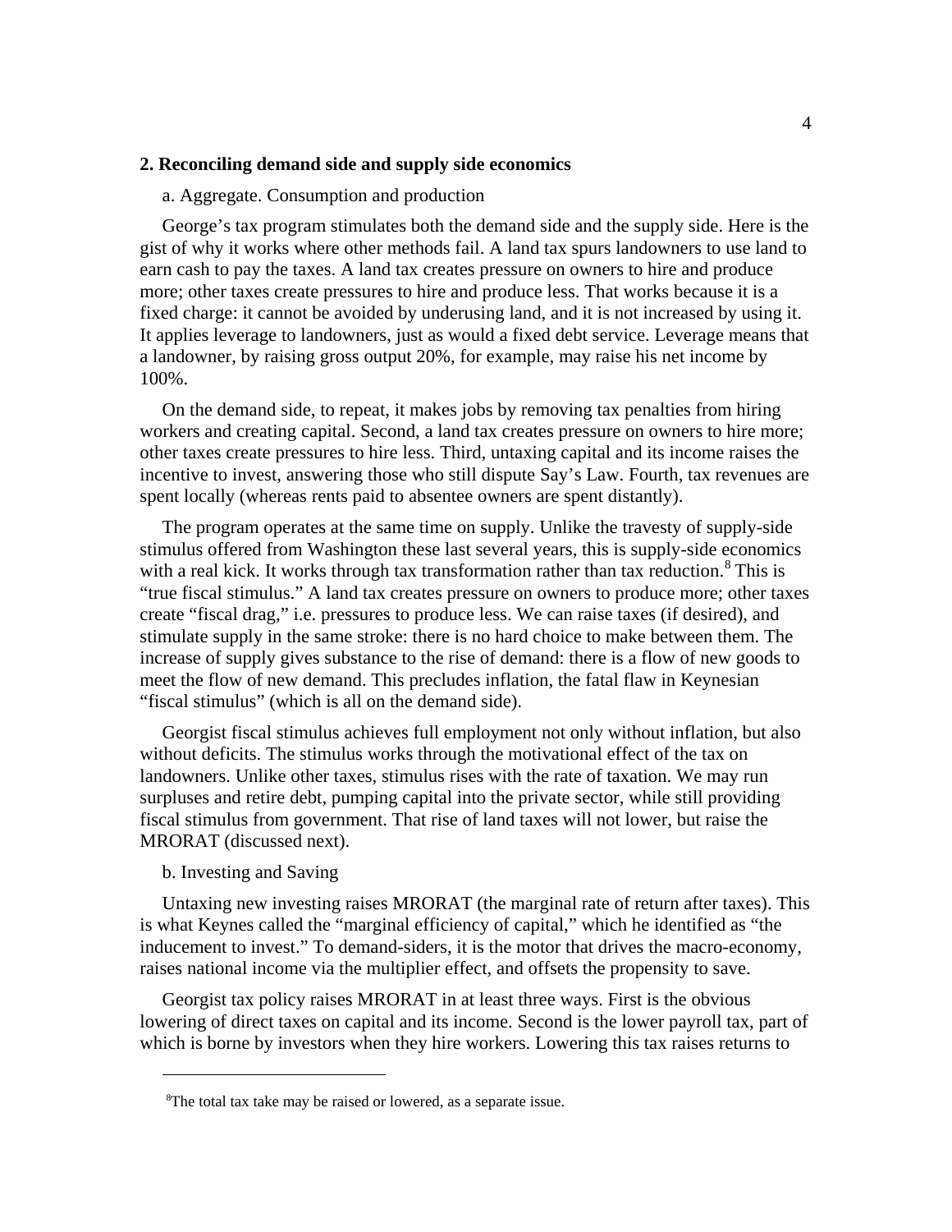## 2. Reconciling demand side and supply side economics

a. Aggregate. Consumption and production

George's tax program stimulates both the demand side and the supply side. Here is the gist of why it works where other methods fail. A land tax spurs landowners to use land to earn cash to pay the taxes. A land tax creates pressure on owners to hire and produce more; other taxes create pressures to hire and produce less. That works because it is a fixed charge: it cannot be avoided by underusing land, and it is not increased by using it. It applies leverage to landowners, just as would a fixed debt service. Leverage means that a landowner, by raising gross output 20%, for example, may raise his net income by 100%.

On the demand side, to repeat, it makes jobs by removing tax penalties from hiring workers and creating capital. Second, a land tax creates pressure on owners to hire more; other taxes create pressures to hire less. Third, untaxing capital and its income raises the incentive to invest, answering those who still dispute Say's Law. Fourth, tax revenues are spent locally (whereas rents paid to absentee owners are spent distantly).

The program operates at the same time on supply. Unlike the travesty of supply-side stimulus offered from Washington these last several years, this is supply-side economics with a real kick. It works through tax transformation rather than tax reduction.[8] This is "true fiscal stimulus." A land tax creates pressure on owners to produce more; other taxes create "fiscal drag," i.e. pressures to produce less. We can raise taxes (if desired), and stimulate supply in the same stroke: there is no hard choice to make between them. The increase of supply gives substance to the rise of demand: there is a flow of new goods to meet the flow of new demand. This precludes inflation, the fatal flaw in Keynesian "fiscal stimulus" (which is all on the demand side).

Georgist fiscal stimulus achieves full employment not only without inflation, but also without deficits. The stimulus works through the motivational effect of the tax on landowners. Unlike other taxes, stimulus rises with the rate of taxation. We may run surpluses and retire debt, pumping capital into the private sector, while still providing fiscal stimulus from government. That rise of land taxes will not lower, but raise the MRORAT (discussed next).

b. Investing and Saving

Untaxing new investing raises MRORAT (the marginal rate of return after taxes). This is what Keynes called the "marginal efficiency of capital," which he identified as "the inducement to invest." To demand-siders, it is the motor that drives the macro-economy, raises national income via the multiplier effect, and offsets the propensity to save.

Georgist tax policy raises MRORAT in at least three ways. First is the obvious lowering of direct taxes on capital and its income. Second is the lower payroll tax, part of which is borne by investors when they hire workers. Lowering this tax raises returns to

---

[8]The total tax take may be raised or lowered, as a separate issue.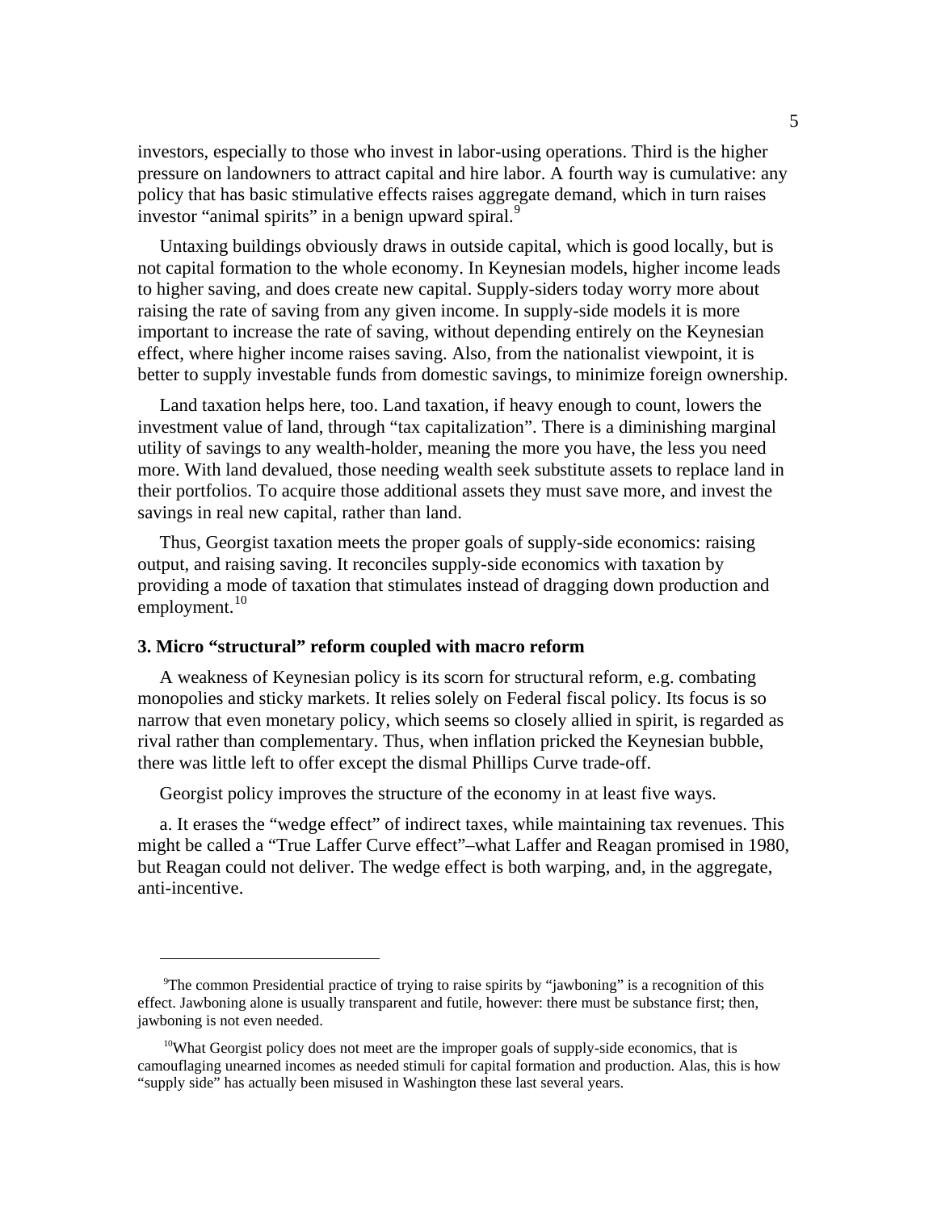investors, especially to those who invest in labor-using operations. Third is the higher pressure on landowners to attract capital and hire labor. A fourth way is cumulative: any policy that has basic stimulative effects raises aggregate demand, which in turn raises investor "animal spirits" in a benign upward spiral.[9]

Untaxing buildings obviously draws in outside capital, which is good locally, but is not capital formation to the whole economy. In Keynesian models, higher income leads to higher saving, and does create new capital. Supply-siders today worry more about raising the rate of saving from any given income. In supply-side models it is more important to increase the rate of saving, without depending entirely on the Keynesian effect, where higher income raises saving. Also, from the nationalist viewpoint, it is better to supply investable funds from domestic savings, to minimize foreign ownership.

Land taxation helps here, too. Land taxation, if heavy enough to count, lowers the investment value of land, through "tax capitalization". There is a diminishing marginal utility of savings to any wealth-holder, meaning the more you have, the less you need more. With land devalued, those needing wealth seek substitute assets to replace land in their portfolios. To acquire those additional assets they must save more, and invest the savings in real new capital, rather than land.

Thus, Georgist taxation meets the proper goals of supply-side economics: raising output, and raising saving. It reconciles supply-side economics with taxation by providing a mode of taxation that stimulates instead of dragging down production and employment.[10]

### 3. Micro "structural" reform coupled with macro reform

A weakness of Keynesian policy is its scorn for structural reform, e.g. combating monopolies and sticky markets. It relies solely on Federal fiscal policy. Its focus is so narrow that even monetary policy, which seems so closely allied in spirit, is regarded as rival rather than complementary. Thus, when inflation pricked the Keynesian bubble, there was little left to offer except the dismal Phillips Curve trade-off.

Georgist policy improves the structure of the economy in at least five ways.

a. It erases the "wedge effect" of indirect taxes, while maintaining tax revenues. This might be called a "True Laffer Curve effect"–what Laffer and Reagan promised in 1980, but Reagan could not deliver. The wedge effect is both warping, and, in the aggregate, anti-incentive.

---

[9] The common Presidential practice of trying to raise spirits by "jawboning" is a recognition of this effect. Jawboning alone is usually transparent and futile, however: there must be substance first; then, jawboning is not even needed.

[10] What Georgist policy does not meet are the improper goals of supply-side economics, that is camouflaging unearned incomes as needed stimuli for capital formation and production. Alas, this is how "supply side" has actually been misused in Washington these last several years.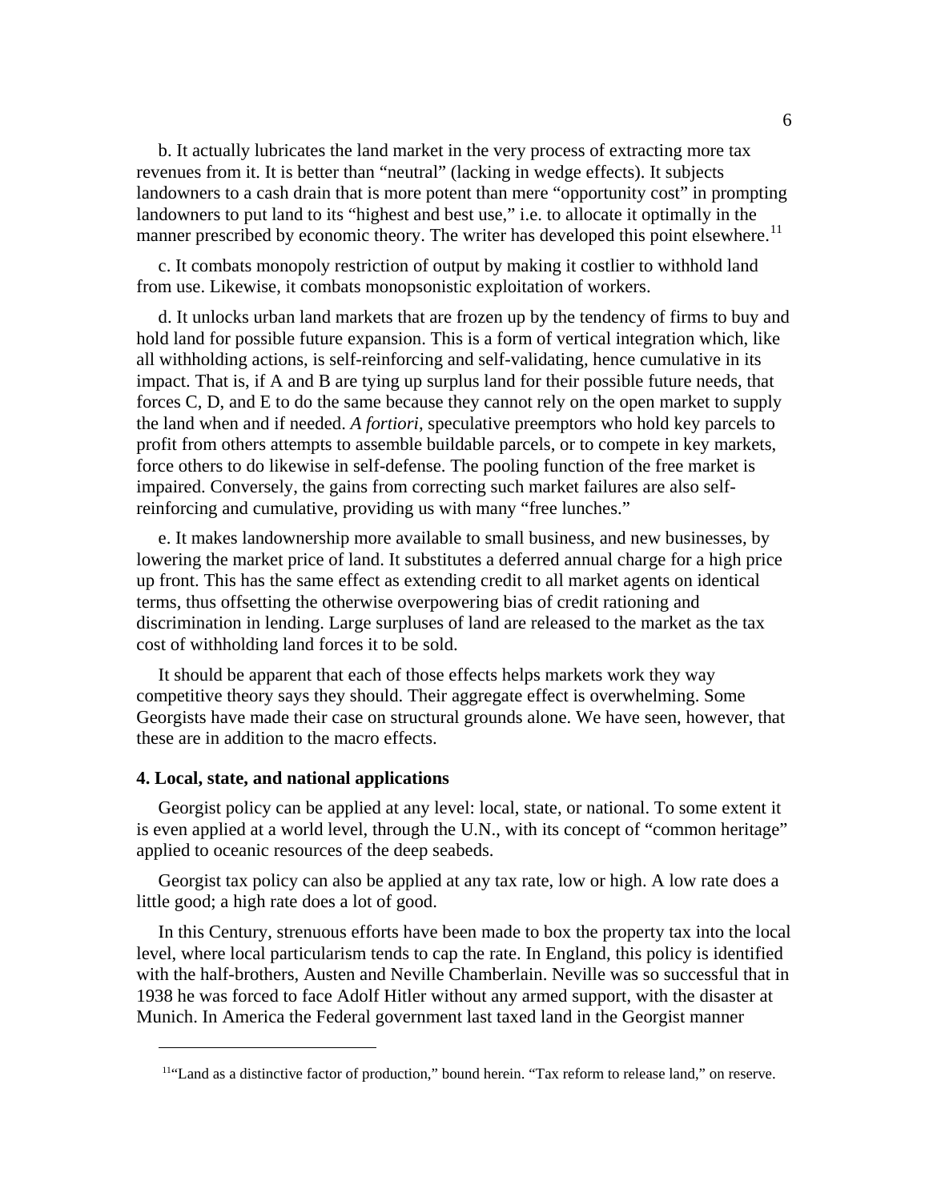b. It actually lubricates the land market in the very process of extracting more tax revenues from it. It is better than "neutral" (lacking in wedge effects). It subjects landowners to a cash drain that is more potent than mere "opportunity cost" in prompting landowners to put land to its "highest and best use," i.e. to allocate it optimally in the manner prescribed by economic theory. The writer has developed this point elsewhere.[11]

c. It combats monopoly restriction of output by making it costlier to withhold land from use. Likewise, it combats monopsonistic exploitation of workers.

d. It unlocks urban land markets that are frozen up by the tendency of firms to buy and hold land for possible future expansion. This is a form of vertical integration which, like all withholding actions, is self-reinforcing and self-validating, hence cumulative in its impact. That is, if A and B are tying up surplus land for their possible future needs, that forces C, D, and E to do the same because they cannot rely on the open market to supply the land when and if needed. *A fortiori*, speculative preemptors who hold key parcels to profit from others attempts to assemble buildable parcels, or to compete in key markets, force others to do likewise in self-defense. The pooling function of the free market is impaired. Conversely, the gains from correcting such market failures are also self-reinforcing and cumulative, providing us with many "free lunches."

e. It makes landownership more available to small business, and new businesses, by lowering the market price of land. It substitutes a deferred annual charge for a high price up front. This has the same effect as extending credit to all market agents on identical terms, thus offsetting the otherwise overpowering bias of credit rationing and discrimination in lending. Large surpluses of land are released to the market as the tax cost of withholding land forces it to be sold.

It should be apparent that each of those effects helps markets work they way competitive theory says they should. Their aggregate effect is overwhelming. Some Georgists have made their case on structural grounds alone. We have seen, however, that these are in addition to the macro effects.

**4. Local, state, and national applications**

Georgist policy can be applied at any level: local, state, or national. To some extent it is even applied at a world level, through the U.N., with its concept of "common heritage" applied to oceanic resources of the deep seabeds.

Georgist tax policy can also be applied at any tax rate, low or high. A low rate does a little good; a high rate does a lot of good.

In this Century, strenuous efforts have been made to box the property tax into the local level, where local particularism tends to cap the rate. In England, this policy is identified with the half-brothers, Austen and Neville Chamberlain. Neville was so successful that in 1938 he was forced to face Adolf Hitler without any armed support, with the disaster at Munich. In America the Federal government last taxed land in the Georgist manner

[11] "Land as a distinctive factor of production," bound herein. "Tax reform to release land," on reserve.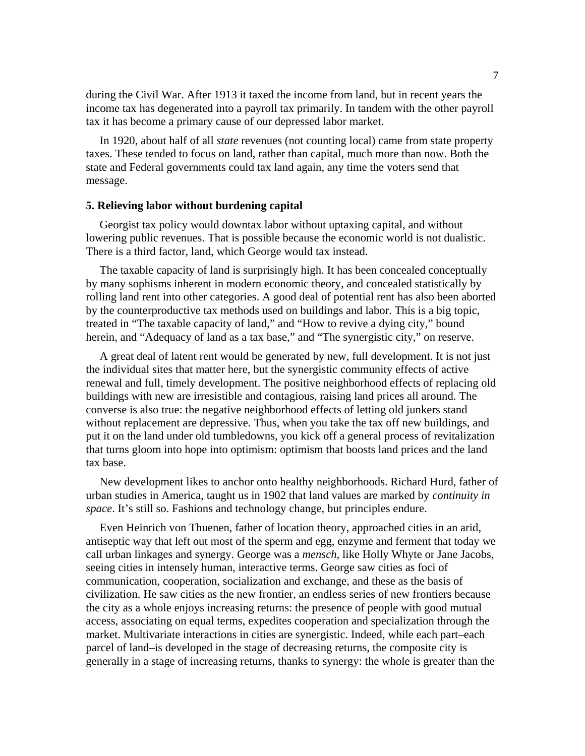during the Civil War. After 1913 it taxed the income from land, but in recent years the income tax has degenerated into a payroll tax primarily. In tandem with the other payroll tax it has become a primary cause of our depressed labor market.

In 1920, about half of all *state* revenues (not counting local) came from state property taxes. These tended to focus on land, rather than capital, much more than now. Both the state and Federal governments could tax land again, any time the voters send that message.

### 5. Relieving labor without burdening capital

Georgist tax policy would downtax labor without uptaxing capital, and without lowering public revenues. That is possible because the economic world is not dualistic. There is a third factor, land, which George would tax instead.

The taxable capacity of land is surprisingly high. It has been concealed conceptually by many sophisms inherent in modern economic theory, and concealed statistically by rolling land rent into other categories. A good deal of potential rent has also been aborted by the counterproductive tax methods used on buildings and labor. This is a big topic, treated in "The taxable capacity of land," and "How to revive a dying city," bound herein, and "Adequacy of land as a tax base," and "The synergistic city," on reserve.

A great deal of latent rent would be generated by new, full development. It is not just the individual sites that matter here, but the synergistic community effects of active renewal and full, timely development. The positive neighborhood effects of replacing old buildings with new are irresistible and contagious, raising land prices all around. The converse is also true: the negative neighborhood effects of letting old junkers stand without replacement are depressive. Thus, when you take the tax off new buildings, and put it on the land under old tumbledowns, you kick off a general process of revitalization that turns gloom into hope into optimism: optimism that boosts land prices and the land tax base.

New development likes to anchor onto healthy neighborhoods. Richard Hurd, father of urban studies in America, taught us in 1902 that land values are marked by *continuity in space*. It's still so. Fashions and technology change, but principles endure.

Even Heinrich von Thuenen, father of location theory, approached cities in an arid, antiseptic way that left out most of the sperm and egg, enzyme and ferment that today we call urban linkages and synergy. George was a *mensch*, like Holly Whyte or Jane Jacobs, seeing cities in intensely human, interactive terms. George saw cities as foci of communication, cooperation, socialization and exchange, and these as the basis of civilization. He saw cities as the new frontier, an endless series of new frontiers because the city as a whole enjoys increasing returns: the presence of people with good mutual access, associating on equal terms, expedites cooperation and specialization through the market. Multivariate interactions in cities are synergistic. Indeed, while each part–each parcel of land–is developed in the stage of decreasing returns, the composite city is generally in a stage of increasing returns, thanks to synergy: the whole is greater than the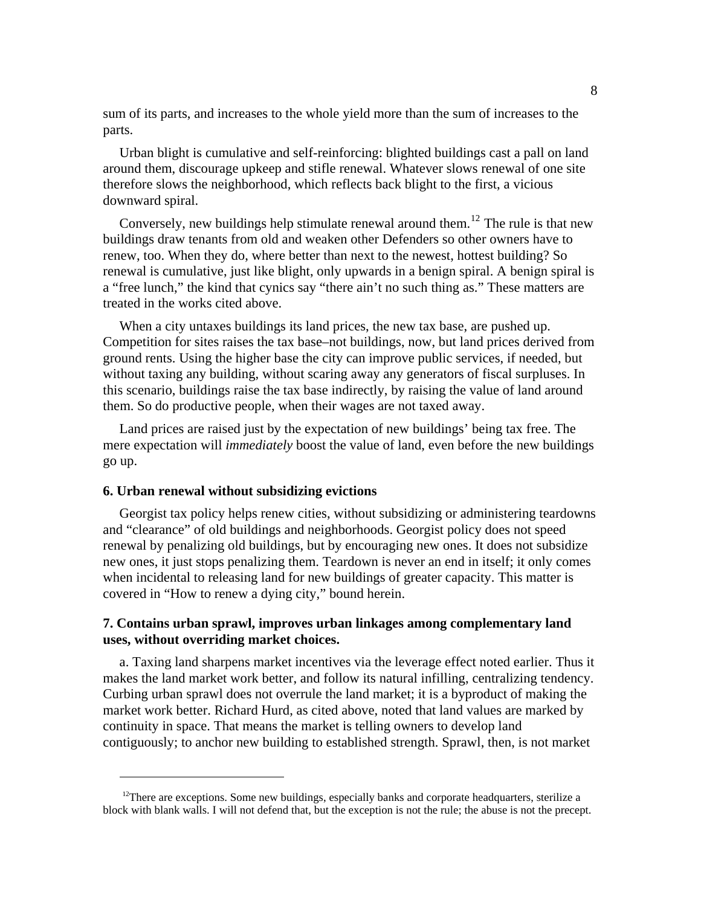sum of its parts, and increases to the whole yield more than the sum of increases to the parts.

Urban blight is cumulative and self-reinforcing: blighted buildings cast a pall on land around them, discourage upkeep and stifle renewal. Whatever slows renewal of one site therefore slows the neighborhood, which reflects back blight to the first, a vicious downward spiral.

Conversely, new buildings help stimulate renewal around them.[12] The rule is that new buildings draw tenants from old and weaken other Defenders so other owners have to renew, too. When they do, where better than next to the newest, hottest building? So renewal is cumulative, just like blight, only upwards in a benign spiral. A benign spiral is a "free lunch," the kind that cynics say "there ain't no such thing as." These matters are treated in the works cited above.

When a city untaxes buildings its land prices, the new tax base, are pushed up. Competition for sites raises the tax base–not buildings, now, but land prices derived from ground rents. Using the higher base the city can improve public services, if needed, but without taxing any building, without scaring away any generators of fiscal surpluses. In this scenario, buildings raise the tax base indirectly, by raising the value of land around them. So do productive people, when their wages are not taxed away.

Land prices are raised just by the expectation of new buildings' being tax free. The mere expectation will *immediately* boost the value of land, even before the new buildings go up.

#### 6. Urban renewal without subsidizing evictions

Georgist tax policy helps renew cities, without subsidizing or administering teardowns and "clearance" of old buildings and neighborhoods. Georgist policy does not speed renewal by penalizing old buildings, but by encouraging new ones. It does not subsidize new ones, it just stops penalizing them. Teardown is never an end in itself; it only comes when incidental to releasing land for new buildings of greater capacity. This matter is covered in "How to renew a dying city," bound herein.

#### 7. Contains urban sprawl, improves urban linkages among complementary land uses, without overriding market choices.

a. Taxing land sharpens market incentives via the leverage effect noted earlier. Thus it makes the land market work better, and follow its natural infilling, centralizing tendency. Curbing urban sprawl does not overrule the land market; it is a byproduct of making the market work better. Richard Hurd, as cited above, noted that land values are marked by continuity in space. That means the market is telling owners to develop land contiguously; to anchor new building to established strength. Sprawl, then, is not market

---

[12] There are exceptions. Some new buildings, especially banks and corporate headquarters, sterilize a block with blank walls. I will not defend that, but the exception is not the rule; the abuse is not the precept.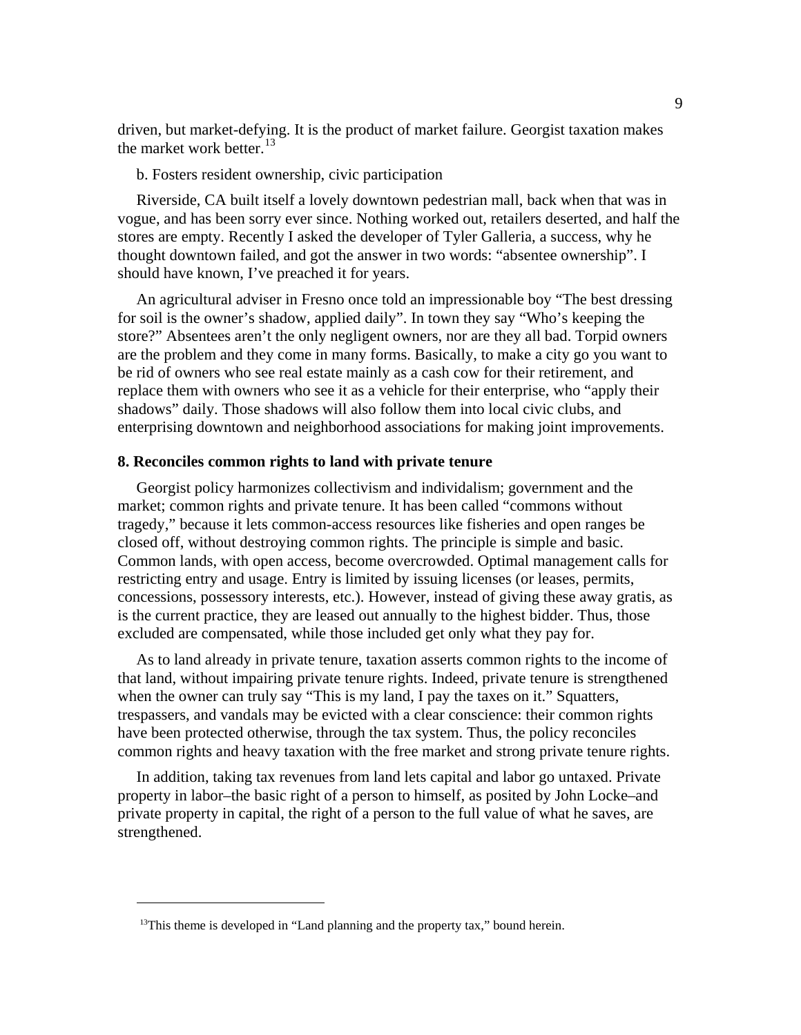driven, but market-defying. It is the product of market failure. Georgist taxation makes the market work better.[13]

b. Fosters resident ownership, civic participation

Riverside, CA built itself a lovely downtown pedestrian mall, back when that was in vogue, and has been sorry ever since. Nothing worked out, retailers deserted, and half the stores are empty. Recently I asked the developer of Tyler Galleria, a success, why he thought downtown failed, and got the answer in two words: "absentee ownership". I should have known, I've preached it for years.

An agricultural adviser in Fresno once told an impressionable boy "The best dressing for soil is the owner's shadow, applied daily". In town they say "Who's keeping the store?" Absentees aren't the only negligent owners, nor are they all bad. Torpid owners are the problem and they come in many forms. Basically, to make a city go you want to be rid of owners who see real estate mainly as a cash cow for their retirement, and replace them with owners who see it as a vehicle for their enterprise, who "apply their shadows" daily. Those shadows will also follow them into local civic clubs, and enterprising downtown and neighborhood associations for making joint improvements.

**8. Reconciles common rights to land with private tenure**

Georgist policy harmonizes collectivism and individalism; government and the market; common rights and private tenure. It has been called "commons without tragedy," because it lets common-access resources like fisheries and open ranges be closed off, without destroying common rights. The principle is simple and basic. Common lands, with open access, become overcrowded. Optimal management calls for restricting entry and usage. Entry is limited by issuing licenses (or leases, permits, concessions, possessory interests, etc.). However, instead of giving these away gratis, as is the current practice, they are leased out annually to the highest bidder. Thus, those excluded are compensated, while those included get only what they pay for.

As to land already in private tenure, taxation asserts common rights to the income of that land, without impairing private tenure rights. Indeed, private tenure is strengthened when the owner can truly say "This is my land, I pay the taxes on it." Squatters, trespassers, and vandals may be evicted with a clear conscience: their common rights have been protected otherwise, through the tax system. Thus, the policy reconciles common rights and heavy taxation with the free market and strong private tenure rights.

In addition, taking tax revenues from land lets capital and labor go untaxed. Private property in labor–the basic right of a person to himself, as posited by John Locke–and private property in capital, the right of a person to the full value of what he saves, are strengthened.

---

[13] This theme is developed in "Land planning and the property tax," bound herein.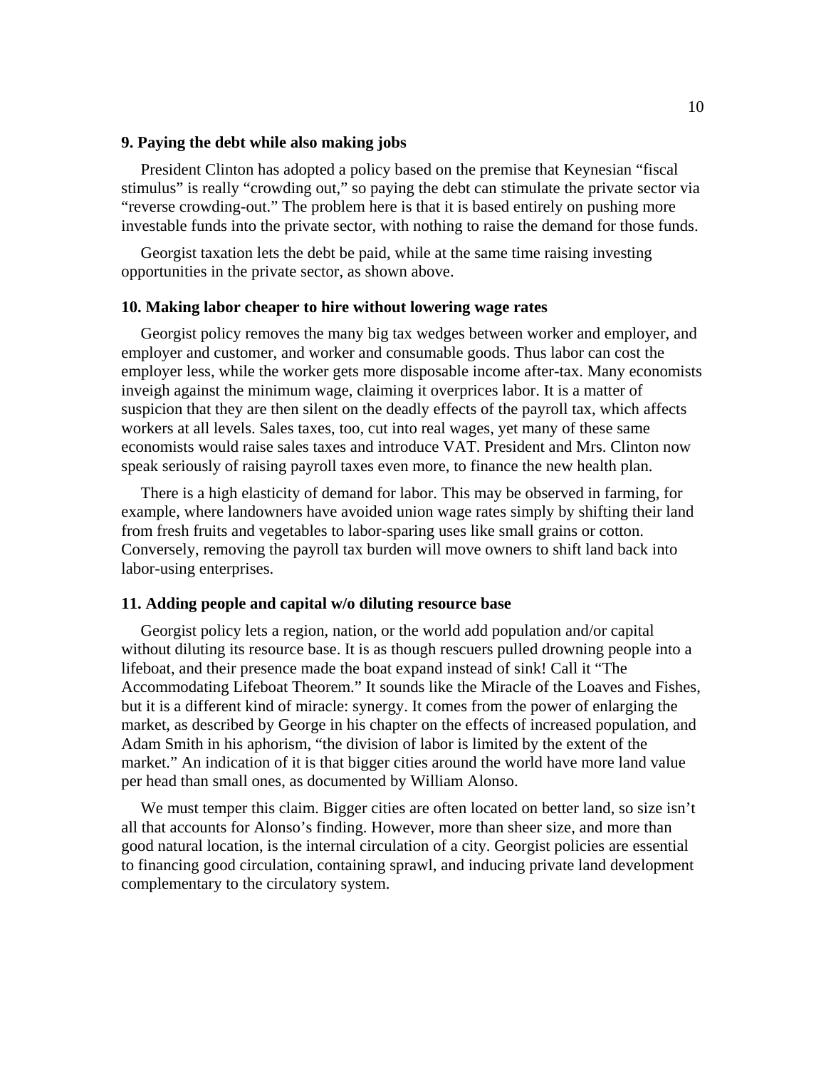### 9. Paying the debt while also making jobs

President Clinton has adopted a policy based on the premise that Keynesian "fiscal stimulus" is really "crowding out," so paying the debt can stimulate the private sector via "reverse crowding-out." The problem here is that it is based entirely on pushing more investable funds into the private sector, with nothing to raise the demand for those funds.

Georgist taxation lets the debt be paid, while at the same time raising investing opportunities in the private sector, as shown above.

### 10. Making labor cheaper to hire without lowering wage rates

Georgist policy removes the many big tax wedges between worker and employer, and employer and customer, and worker and consumable goods. Thus labor can cost the employer less, while the worker gets more disposable income after-tax. Many economists inveigh against the minimum wage, claiming it overprices labor. It is a matter of suspicion that they are then silent on the deadly effects of the payroll tax, which affects workers at all levels. Sales taxes, too, cut into real wages, yet many of these same economists would raise sales taxes and introduce VAT. President and Mrs. Clinton now speak seriously of raising payroll taxes even more, to finance the new health plan.

There is a high elasticity of demand for labor. This may be observed in farming, for example, where landowners have avoided union wage rates simply by shifting their land from fresh fruits and vegetables to labor-sparing uses like small grains or cotton. Conversely, removing the payroll tax burden will move owners to shift land back into labor-using enterprises.

### 11. Adding people and capital w/o diluting resource base

Georgist policy lets a region, nation, or the world add population and/or capital without diluting its resource base. It is as though rescuers pulled drowning people into a lifeboat, and their presence made the boat expand instead of sink! Call it "The Accommodating Lifeboat Theorem." It sounds like the Miracle of the Loaves and Fishes, but it is a different kind of miracle: synergy. It comes from the power of enlarging the market, as described by George in his chapter on the effects of increased population, and Adam Smith in his aphorism, "the division of labor is limited by the extent of the market." An indication of it is that bigger cities around the world have more land value per head than small ones, as documented by William Alonso.

We must temper this claim. Bigger cities are often located on better land, so size isn't all that accounts for Alonso's finding. However, more than sheer size, and more than good natural location, is the internal circulation of a city. Georgist policies are essential to financing good circulation, containing sprawl, and inducing private land development complementary to the circulatory system.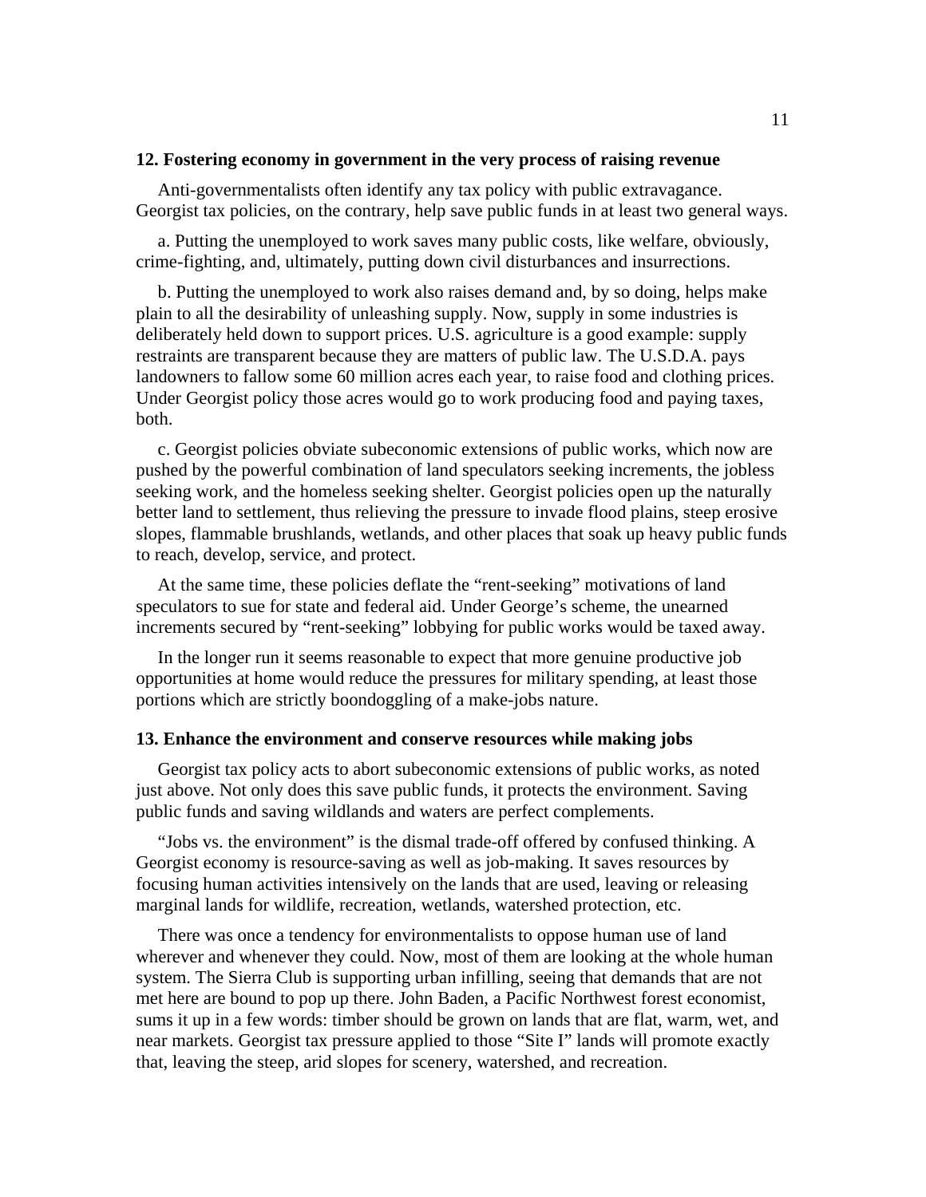### 12. Fostering economy in government in the very process of raising revenue

Anti-governmentalists often identify any tax policy with public extravagance. Georgist tax policies, on the contrary, help save public funds in at least two general ways.

a. Putting the unemployed to work saves many public costs, like welfare, obviously, crime-fighting, and, ultimately, putting down civil disturbances and insurrections.

b. Putting the unemployed to work also raises demand and, by so doing, helps make plain to all the desirability of unleashing supply. Now, supply in some industries is deliberately held down to support prices. U.S. agriculture is a good example: supply restraints are transparent because they are matters of public law. The U.S.D.A. pays landowners to fallow some 60 million acres each year, to raise food and clothing prices. Under Georgist policy those acres would go to work producing food and paying taxes, both.

c. Georgist policies obviate subeconomic extensions of public works, which now are pushed by the powerful combination of land speculators seeking increments, the jobless seeking work, and the homeless seeking shelter. Georgist policies open up the naturally better land to settlement, thus relieving the pressure to invade flood plains, steep erosive slopes, flammable brushlands, wetlands, and other places that soak up heavy public funds to reach, develop, service, and protect.

At the same time, these policies deflate the "rent-seeking" motivations of land speculators to sue for state and federal aid. Under George's scheme, the unearned increments secured by "rent-seeking" lobbying for public works would be taxed away.

In the longer run it seems reasonable to expect that more genuine productive job opportunities at home would reduce the pressures for military spending, at least those portions which are strictly boondoggling of a make-jobs nature.

### 13. Enhance the environment and conserve resources while making jobs

Georgist tax policy acts to abort subeconomic extensions of public works, as noted just above. Not only does this save public funds, it protects the environment. Saving public funds and saving wildlands and waters are perfect complements.

"Jobs vs. the environment" is the dismal trade-off offered by confused thinking. A Georgist economy is resource-saving as well as job-making. It saves resources by focusing human activities intensively on the lands that are used, leaving or releasing marginal lands for wildlife, recreation, wetlands, watershed protection, etc.

There was once a tendency for environmentalists to oppose human use of land wherever and whenever they could. Now, most of them are looking at the whole human system. The Sierra Club is supporting urban infilling, seeing that demands that are not met here are bound to pop up there. John Baden, a Pacific Northwest forest economist, sums it up in a few words: timber should be grown on lands that are flat, warm, wet, and near markets. Georgist tax pressure applied to those "Site I" lands will promote exactly that, leaving the steep, arid slopes for scenery, watershed, and recreation.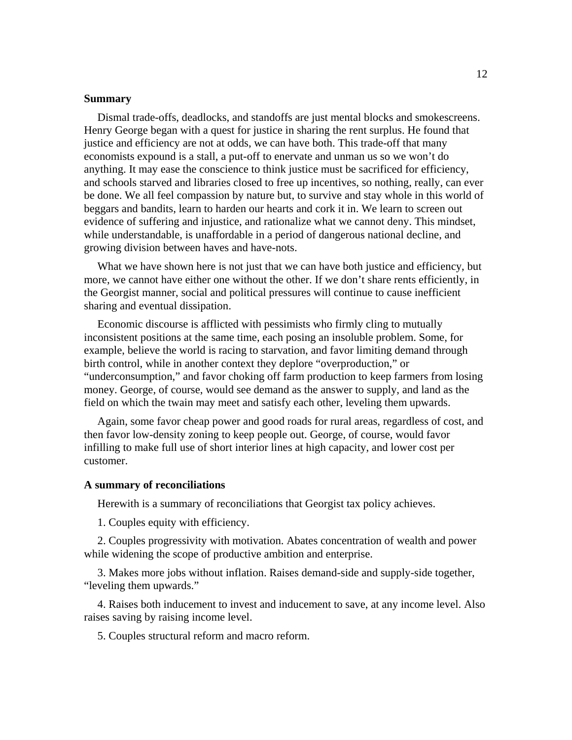### Summary

Dismal trade-offs, deadlocks, and standoffs are just mental blocks and smokescreens. Henry George began with a quest for justice in sharing the rent surplus. He found that justice and efficiency are not at odds, we can have both. This trade-off that many economists expound is a stall, a put-off to enervate and unman us so we won't do anything. It may ease the conscience to think justice must be sacrificed for efficiency, and schools starved and libraries closed to free up incentives, so nothing, really, can ever be done. We all feel compassion by nature but, to survive and stay whole in this world of beggars and bandits, learn to harden our hearts and cork it in. We learn to screen out evidence of suffering and injustice, and rationalize what we cannot deny. This mindset, while understandable, is unaffordable in a period of dangerous national decline, and growing division between haves and have-nots.

What we have shown here is not just that we can have both justice and efficiency, but more, we cannot have either one without the other. If we don't share rents efficiently, in the Georgist manner, social and political pressures will continue to cause inefficient sharing and eventual dissipation.

Economic discourse is afflicted with pessimists who firmly cling to mutually inconsistent positions at the same time, each posing an insoluble problem. Some, for example, believe the world is racing to starvation, and favor limiting demand through birth control, while in another context they deplore "overproduction," or "underconsumption," and favor choking off farm production to keep farmers from losing money. George, of course, would see demand as the answer to supply, and land as the field on which the twain may meet and satisfy each other, leveling them upwards.

Again, some favor cheap power and good roads for rural areas, regardless of cost, and then favor low-density zoning to keep people out. George, of course, would favor infilling to make full use of short interior lines at high capacity, and lower cost per customer.

### A summary of reconciliations

Herewith is a summary of reconciliations that Georgist tax policy achieves.

1. Couples equity with efficiency.

2. Couples progressivity with motivation. Abates concentration of wealth and power while widening the scope of productive ambition and enterprise.

3. Makes more jobs without inflation. Raises demand-side and supply-side together, "leveling them upwards."

4. Raises both inducement to invest and inducement to save, at any income level. Also raises saving by raising income level.

5. Couples structural reform and macro reform.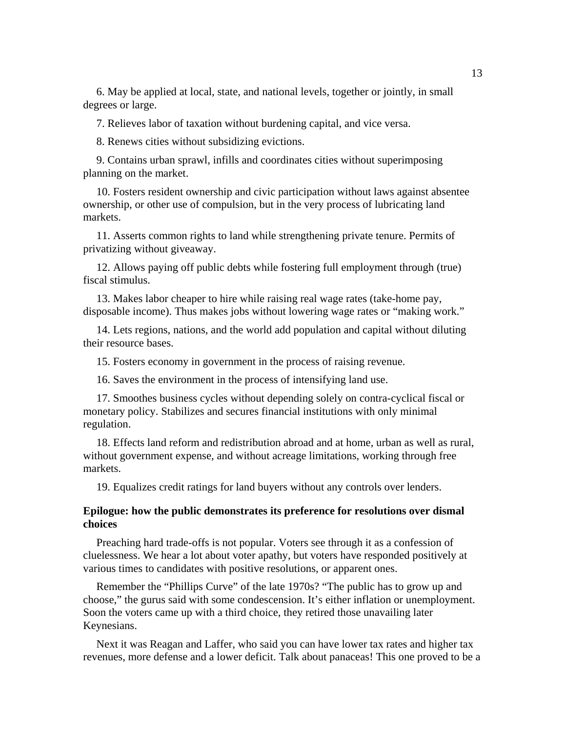6. May be applied at local, state, and national levels, together or jointly, in small degrees or large.

7. Relieves labor of taxation without burdening capital, and vice versa.

8. Renews cities without subsidizing evictions.

9. Contains urban sprawl, infills and coordinates cities without superimposing planning on the market.

10. Fosters resident ownership and civic participation without laws against absentee ownership, or other use of compulsion, but in the very process of lubricating land markets.

11. Asserts common rights to land while strengthening private tenure. Permits of privatizing without giveaway.

12. Allows paying off public debts while fostering full employment through (true) fiscal stimulus.

13. Makes labor cheaper to hire while raising real wage rates (take-home pay, disposable income). Thus makes jobs without lowering wage rates or "making work."

14. Lets regions, nations, and the world add population and capital without diluting their resource bases.

15. Fosters economy in government in the process of raising revenue.

16. Saves the environment in the process of intensifying land use.

17. Smoothes business cycles without depending solely on contra-cyclical fiscal or monetary policy. Stabilizes and secures financial institutions with only minimal regulation.

18. Effects land reform and redistribution abroad and at home, urban as well as rural, without government expense, and without acreage limitations, working through free markets.

19. Equalizes credit ratings for land buyers without any controls over lenders.

### Epilogue: how the public demonstrates its preference for resolutions over dismal choices

Preaching hard trade-offs is not popular. Voters see through it as a confession of cluelessness. We hear a lot about voter apathy, but voters have responded positively at various times to candidates with positive resolutions, or apparent ones.

Remember the "Phillips Curve" of the late 1970s? "The public has to grow up and choose," the gurus said with some condescension. It's either inflation or unemployment. Soon the voters came up with a third choice, they retired those unavailing later Keynesians.

Next it was Reagan and Laffer, who said you can have lower tax rates and higher tax revenues, more defense and a lower deficit. Talk about panaceas! This one proved to be a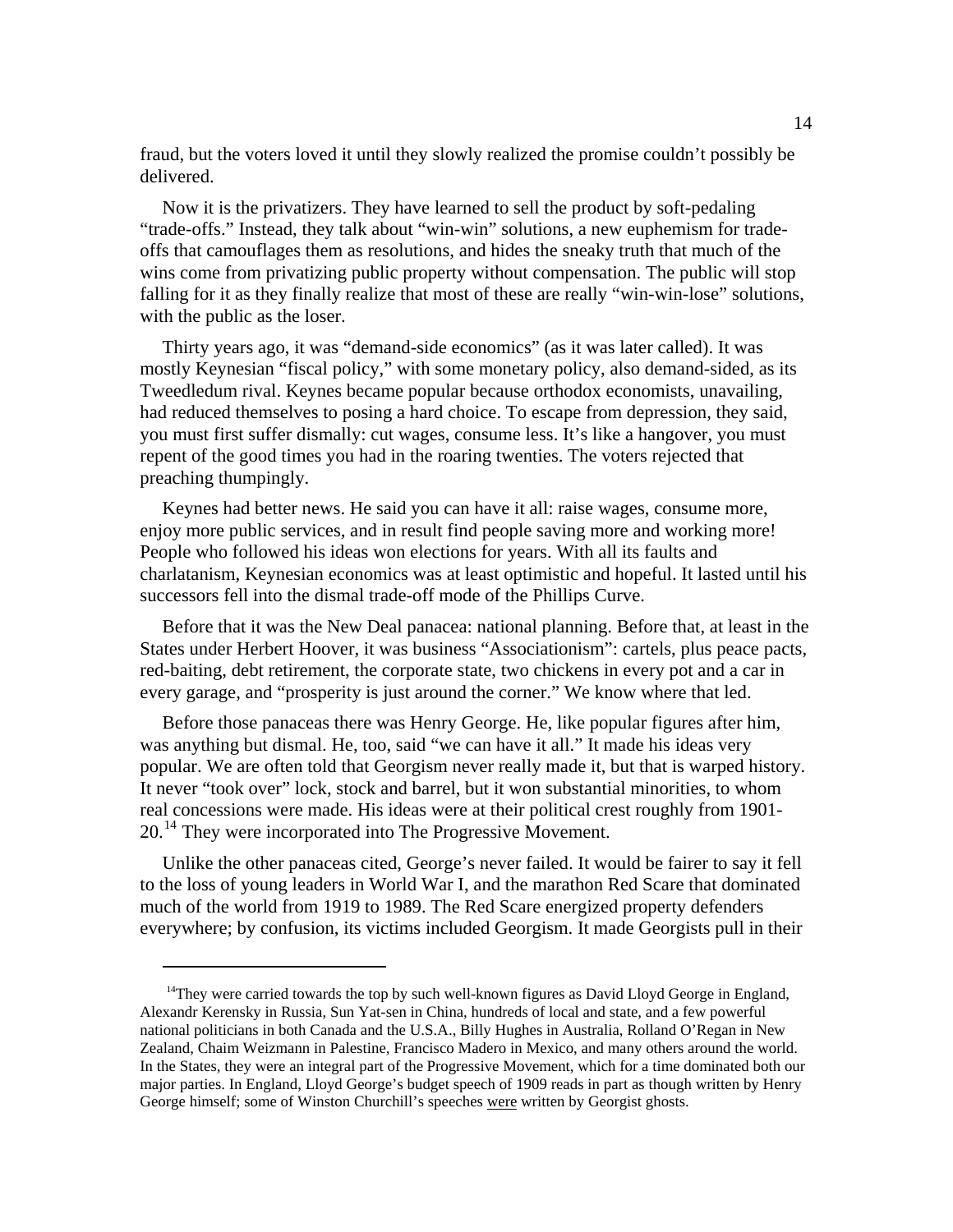fraud, but the voters loved it until they slowly realized the promise couldn't possibly be delivered.

Now it is the privatizers. They have learned to sell the product by soft-pedaling "trade-offs." Instead, they talk about "win-win" solutions, a new euphemism for trade-offs that camouflages them as resolutions, and hides the sneaky truth that much of the wins come from privatizing public property without compensation. The public will stop falling for it as they finally realize that most of these are really "win-win-lose" solutions, with the public as the loser.

Thirty years ago, it was "demand-side economics" (as it was later called). It was mostly Keynesian "fiscal policy," with some monetary policy, also demand-sided, as its Tweedledum rival. Keynes became popular because orthodox economists, unavailing, had reduced themselves to posing a hard choice. To escape from depression, they said, you must first suffer dismally: cut wages, consume less. It's like a hangover, you must repent of the good times you had in the roaring twenties. The voters rejected that preaching thumpingly.

Keynes had better news. He said you can have it all: raise wages, consume more, enjoy more public services, and in result find people saving more and working more! People who followed his ideas won elections for years. With all its faults and charlatanism, Keynesian economics was at least optimistic and hopeful. It lasted until his successors fell into the dismal trade-off mode of the Phillips Curve.

Before that it was the New Deal panacea: national planning. Before that, at least in the States under Herbert Hoover, it was business "Associationism": cartels, plus peace pacts, red-baiting, debt retirement, the corporate state, two chickens in every pot and a car in every garage, and "prosperity is just around the corner." We know where that led.

Before those panaceas there was Henry George. He, like popular figures after him, was anything but dismal. He, too, said "we can have it all." It made his ideas very popular. We are often told that Georgism never really made it, but that is warped history. It never "took over" lock, stock and barrel, but it won substantial minorities, to whom real concessions were made. His ideas were at their political crest roughly from 1901-20.[14] They were incorporated into The Progressive Movement.

Unlike the other panaceas cited, George's never failed. It would be fairer to say it fell to the loss of young leaders in World War I, and the marathon Red Scare that dominated much of the world from 1919 to 1989. The Red Scare energized property defenders everywhere; by confusion, its victims included Georgism. It made Georgists pull in their

---

[14] They were carried towards the top by such well-known figures as David Lloyd George in England, Alexandr Kerensky in Russia, Sun Yat-sen in China, hundreds of local and state, and a few powerful national politicians in both Canada and the U.S.A., Billy Hughes in Australia, Rolland O'Regan in New Zealand, Chaim Weizmann in Palestine, Francisco Madero in Mexico, and many others around the world. In the States, they were an integral part of the Progressive Movement, which for a time dominated both our major parties. In England, Lloyd George's budget speech of 1909 reads in part as though written by Henry George himself; some of Winston Churchill's speeches were written by Georgist ghosts.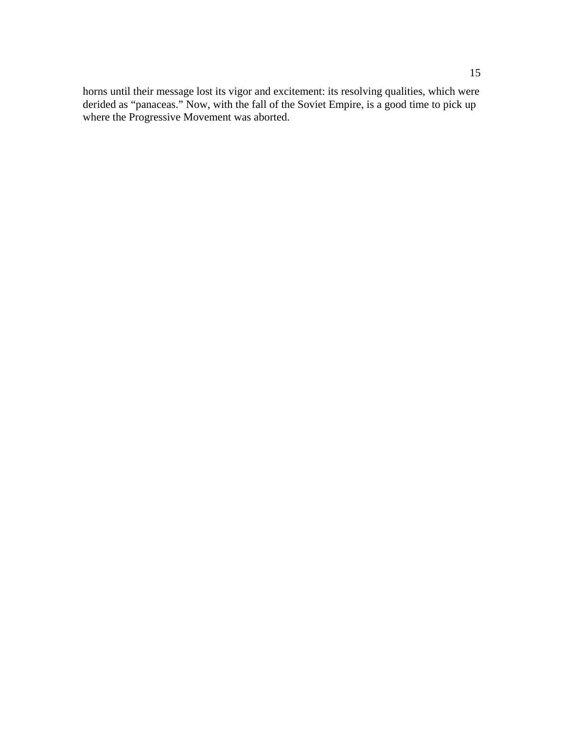horns until their message lost its vigor and excitement: its resolving qualities, which were derided as "panaceas." Now, with the fall of the Soviet Empire, is a good time to pick up where the Progressive Movement was aborted.